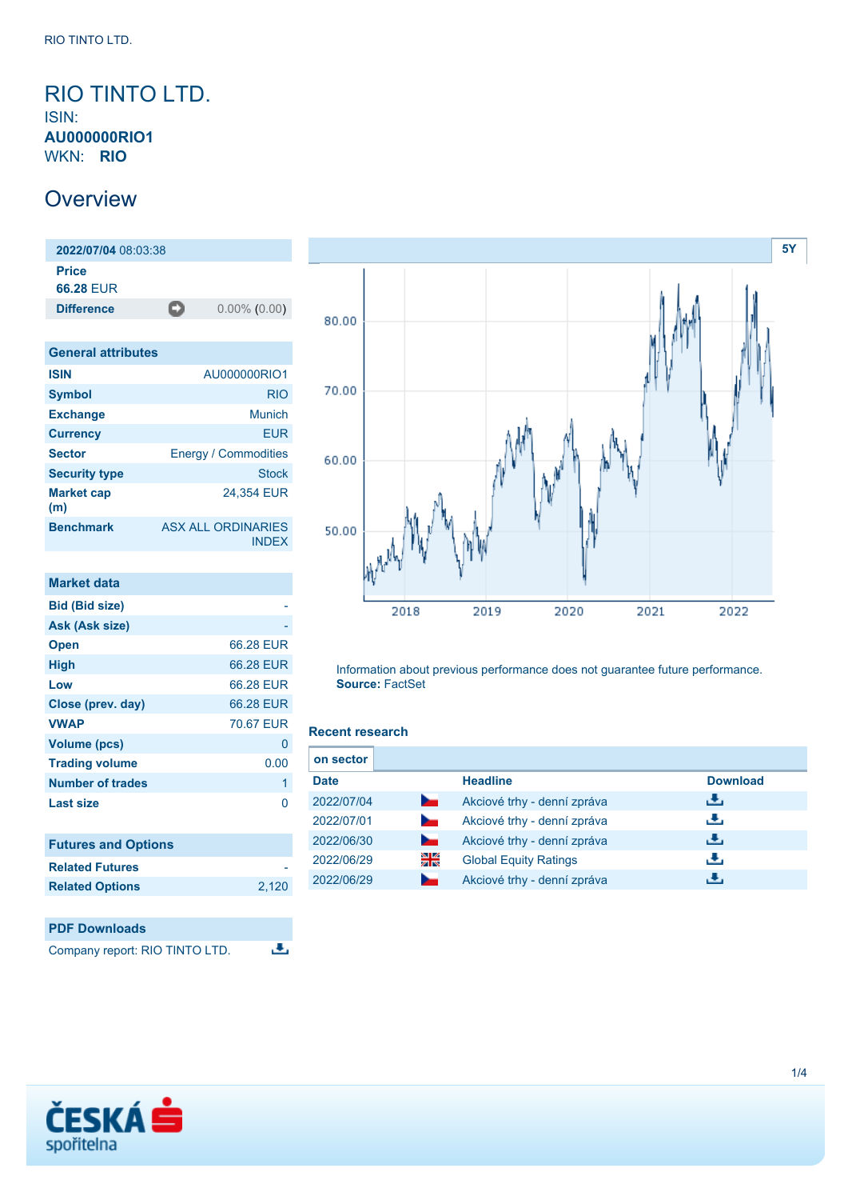# RIO TINTO LTD.

ISIN:
**AU000000RIO1**
WKN: **RIO**

## Overview

**2022/07/04** 08:03:38

**Price**
**66.28** EUR

| **Difference** | 0.00% (0.00) |
|---|---|

| General attributes | |
|---|---|
| **ISIN** | AU000000RIO1 |
| **Symbol** | RIO |
| **Exchange** | Munich |
| **Currency** | EUR |
| **Sector** | Energy / Commodities |
| **Security type** | Stock |
| **Market cap (m)** | 24,354 EUR |
| **Benchmark** | ASX ALL ORDINARIES INDEX |

| Market data | |
|---|---|
| **Bid (Bid size)** | - |
| **Ask (Ask size)** | - |
| **Open** | 66.28 EUR |
| **High** | 66.28 EUR |
| **Low** | 66.28 EUR |
| **Close (prev. day)** | 66.28 EUR |
| **VWAP** | 70.67 EUR |
| **Volume (pcs)** | 0 |
| **Trading volume** | 0.00 |
| **Number of trades** | 1 |
| **Last size** | 0 |

| Futures and Options | |
|---|---|
| **Related Futures** | - |
| **Related Options** | 2,120 |

### PDF Downloads

Company report: RIO TINTO LTD.

Information about previous performance does not guarantee future performance.
**Source:** FactSet

### Recent research

**on sector**

| Date | Headline | Download |
|---|---|---|
| 2022/07/04 | Akciové trhy - denní zpráva | |
| 2022/07/01 | Akciové trhy - denní zpráva | |
| 2022/06/30 | Akciové trhy - denní zpráva | |
| 2022/06/29 | Global Equity Ratings | |
| 2022/06/29 | Akciové trhy - denní zpráva | |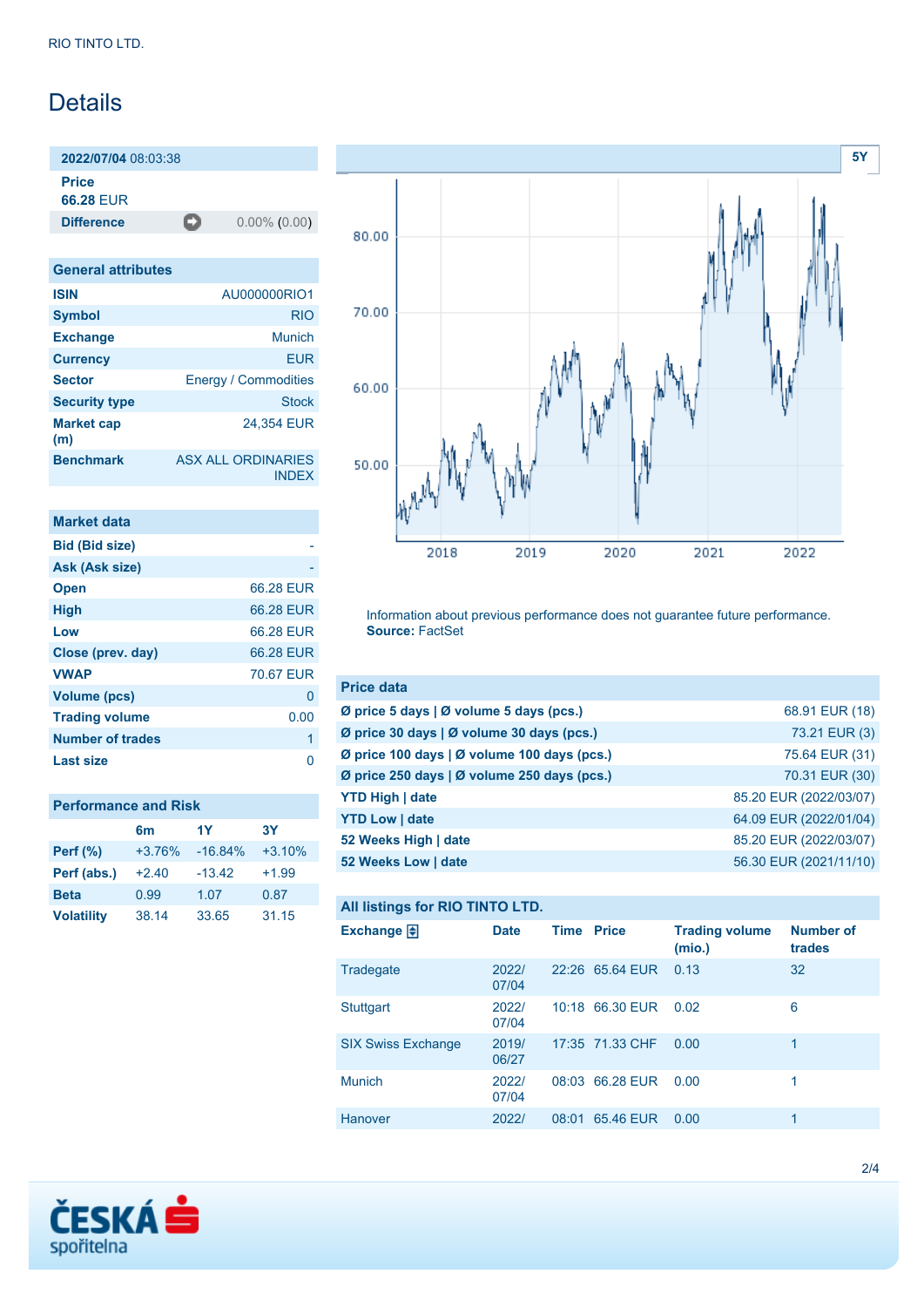# Details

**2022/07/04** 08:03:38

**Price**
**66.28** EUR

| **Difference** | 0.00% (0.00) |
|---|---|

| General attributes | |
|---|---|
| **ISIN** | AU000000RIO1 |
| **Symbol** | RIO |
| **Exchange** | Munich |
| **Currency** | EUR |
| **Sector** | Energy / Commodities |
| **Security type** | Stock |
| **Market cap (m)** | 24,354 EUR |
| **Benchmark** | ASX ALL ORDINARIES INDEX |

| Market data | |
|---|---|
| **Bid (Bid size)** | - |
| **Ask (Ask size)** | - |
| **Open** | 66.28 EUR |
| **High** | 66.28 EUR |
| **Low** | 66.28 EUR |
| **Close (prev. day)** | 66.28 EUR |
| **VWAP** | 70.67 EUR |
| **Volume (pcs)** | 0 |
| **Trading volume** | 0.00 |
| **Number of trades** | 1 |
| **Last size** | 0 |

| Performance and Risk | 6m | 1Y | 3Y |
|---|---|---|---|
| **Perf (%)** | +3.76% | -16.84% | +3.10% |
| **Perf (abs.)** | +2.40 | -13.42 | +1.99 |
| **Beta** | 0.99 | 1.07 | 0.87 |
| **Volatility** | 38.14 | 33.65 | 31.15 |

Information about previous performance does not guarantee future performance.
**Source:** FactSet

| Price data | |
|---|---|
| **Ø price 5 days \| Ø volume 5 days (pcs.)** | 68.91 EUR (18) |
| **Ø price 30 days \| Ø volume 30 days (pcs.)** | 73.21 EUR (3) |
| **Ø price 100 days \| Ø volume 100 days (pcs.)** | 75.64 EUR (31) |
| **Ø price 250 days \| Ø volume 250 days (pcs.)** | 70.31 EUR (30) |
| **YTD High \| date** | 85.20 EUR (2022/03/07) |
| **YTD Low \| date** | 64.09 EUR (2022/01/04) |
| **52 Weeks High \| date** | 85.20 EUR (2022/03/07) |
| **52 Weeks Low \| date** | 56.30 EUR (2021/11/10) |

All listings for RIO TINTO LTD.

| Exchange | Date | Time | Price | Trading volume (mio.) | Number of trades |
|---|---|---|---|---|---|
| Tradegate | 2022/07/04 | 22:26 | 65.64 EUR | 0.13 | 32 |
| Stuttgart | 2022/07/04 | 10:18 | 66.30 EUR | 0.02 | 6 |
| SIX Swiss Exchange | 2019/06/27 | 17:35 | 71.33 CHF | 0.00 | 1 |
| Munich | 2022/07/04 | 08:03 | 66.28 EUR | 0.00 | 1 |
| Hanover | 2022/ | 08:01 | 65.46 EUR | 0.00 | 1 |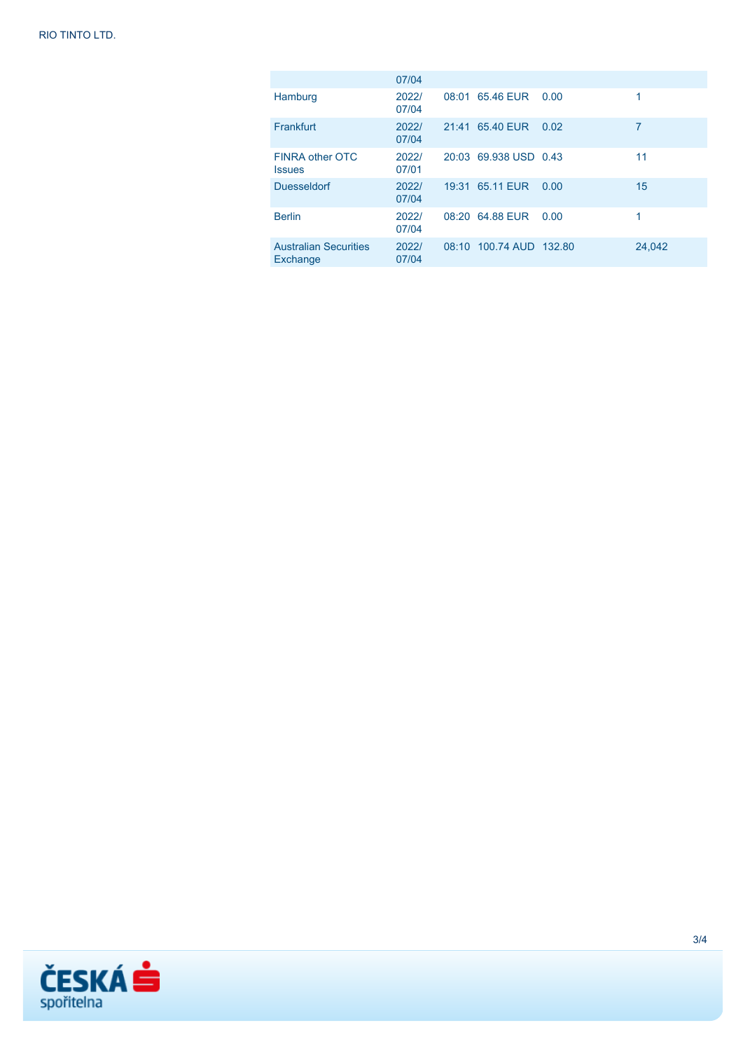| | | | | | | |
|---|---|---|---|---|---|---|
| | 07/04 | | | | | |
| Hamburg | 2022/<br>07/04 | 08:01 | 65.46 EUR | 0.00 | | 1 |
| Frankfurt | 2022/<br>07/04 | 21:41 | 65.40 EUR | 0.02 | | 7 |
| FINRA other OTC Issues | 2022/<br>07/01 | 20:03 | 69.938 USD | 0.43 | | 11 |
| Duesseldorf | 2022/<br>07/04 | 19:31 | 65.11 EUR | 0.00 | | 15 |
| Berlin | 2022/<br>07/04 | 08:20 | 64.88 EUR | 0.00 | | 1 |
| Australian Securities Exchange | 2022/<br>07/04 | 08:10 | 100.74 AUD | 132.80 | | 24,042 |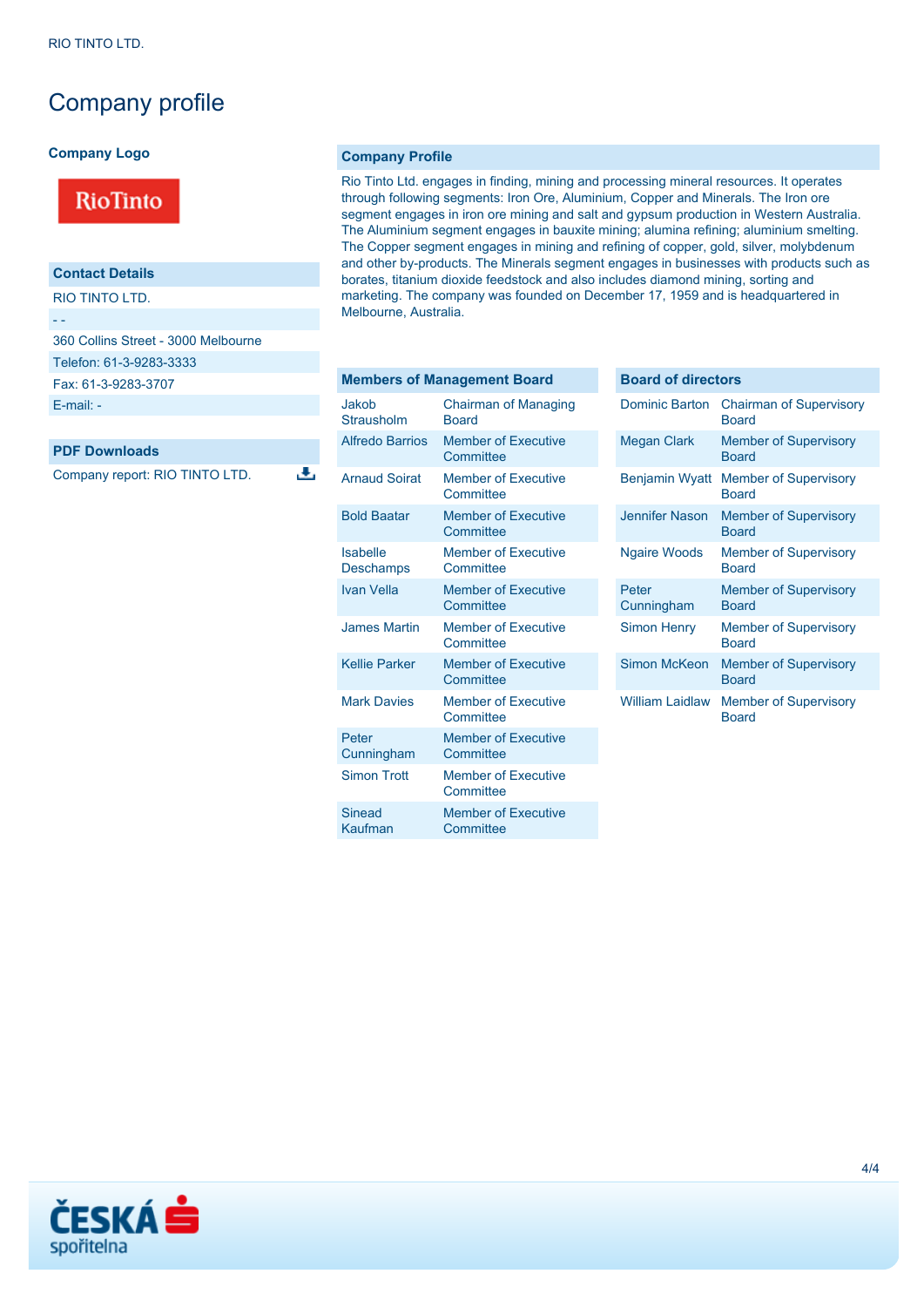# Company profile

**Company Logo**

| Contact Details |
| --- |
| RIO TINTO LTD. |
| - - |
| 360 Collins Street - 3000 Melbourne |
| Telefon: 61-3-9283-3333 |
| Fax: 61-3-9283-3707 |
| E-mail: - |

| PDF Downloads |
| --- |
| Company report: RIO TINTO LTD. |

## Company Profile

Rio Tinto Ltd. engages in finding, mining and processing mineral resources. It operates through following segments: Iron Ore, Aluminium, Copper and Minerals. The Iron ore segment engages in iron ore mining and salt and gypsum production in Western Australia. The Aluminium segment engages in bauxite mining; alumina refining; aluminium smelting. The Copper segment engages in mining and refining of copper, gold, silver, molybdenum and other by-products. The Minerals segment engages in businesses with products such as borates, titanium dioxide feedstock and also includes diamond mining, sorting and marketing. The company was founded on December 17, 1959 and is headquartered in Melbourne, Australia.

| Members of Management Board | |
| --- | --- |
| Jakob Stausholm | Chairman of Managing Board |
| Alfredo Barrios | Member of Executive Committee |
| Arnaud Soirat | Member of Executive Committee |
| Bold Baatar | Member of Executive Committee |
| Isabelle Deschamps | Member of Executive Committee |
| Ivan Vella | Member of Executive Committee |
| James Martin | Member of Executive Committee |
| Kellie Parker | Member of Executive Committee |
| Mark Davies | Member of Executive Committee |
| Peter Cunningham | Member of Executive Committee |
| Simon Trott | Member of Executive Committee |
| Sinead Kaufman | Member of Executive Committee |

| Board of directors | |
| --- | --- |
| Dominic Barton | Chairman of Supervisory Board |
| Megan Clark | Member of Supervisory Board |
| Benjamin Wyatt | Member of Supervisory Board |
| Jennifer Nason | Member of Supervisory Board |
| Ngaire Woods | Member of Supervisory Board |
| Peter Cunningham | Member of Supervisory Board |
| Simon Henry | Member of Supervisory Board |
| Simon McKeon | Member of Supervisory Board |
| William Laidlaw | Member of Supervisory Board |